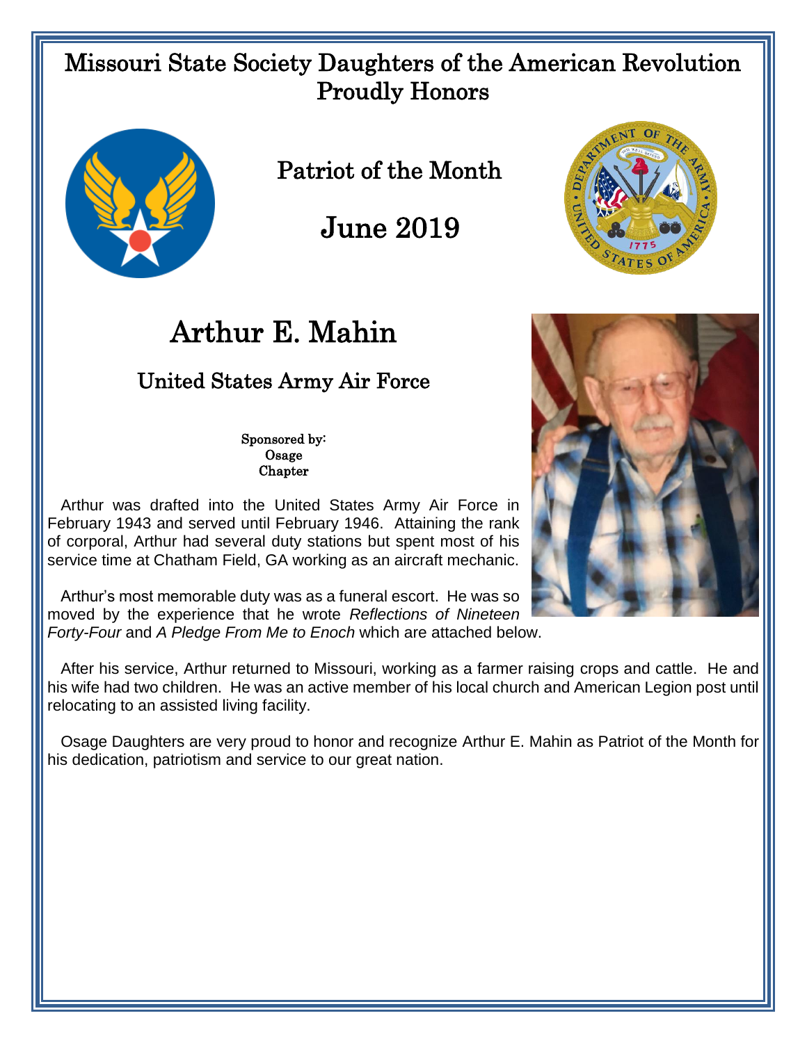Missouri State Society Daughters of the American Revolution
Proudly Honors

## Patriot of the Month

## June 2019

# Arthur E. Mahin

## United States Army Air Force

Sponsored by:
Osage
Chapter

Arthur was drafted into the United States Army Air Force in February 1943 and served until February 1946. Attaining the rank of corporal, Arthur had several duty stations but spent most of his service time at Chatham Field, GA working as an aircraft mechanic.

Arthur's most memorable duty was as a funeral escort. He was so moved by the experience that he wrote *Reflections of Nineteen Forty-Four* and *A Pledge From Me to Enoch* which are attached below.

After his service, Arthur returned to Missouri, working as a farmer raising crops and cattle. He and his wife had two children. He was an active member of his local church and American Legion post until relocating to an assisted living facility.

Osage Daughters are very proud to honor and recognize Arthur E. Mahin as Patriot of the Month for his dedication, patriotism and service to our great nation.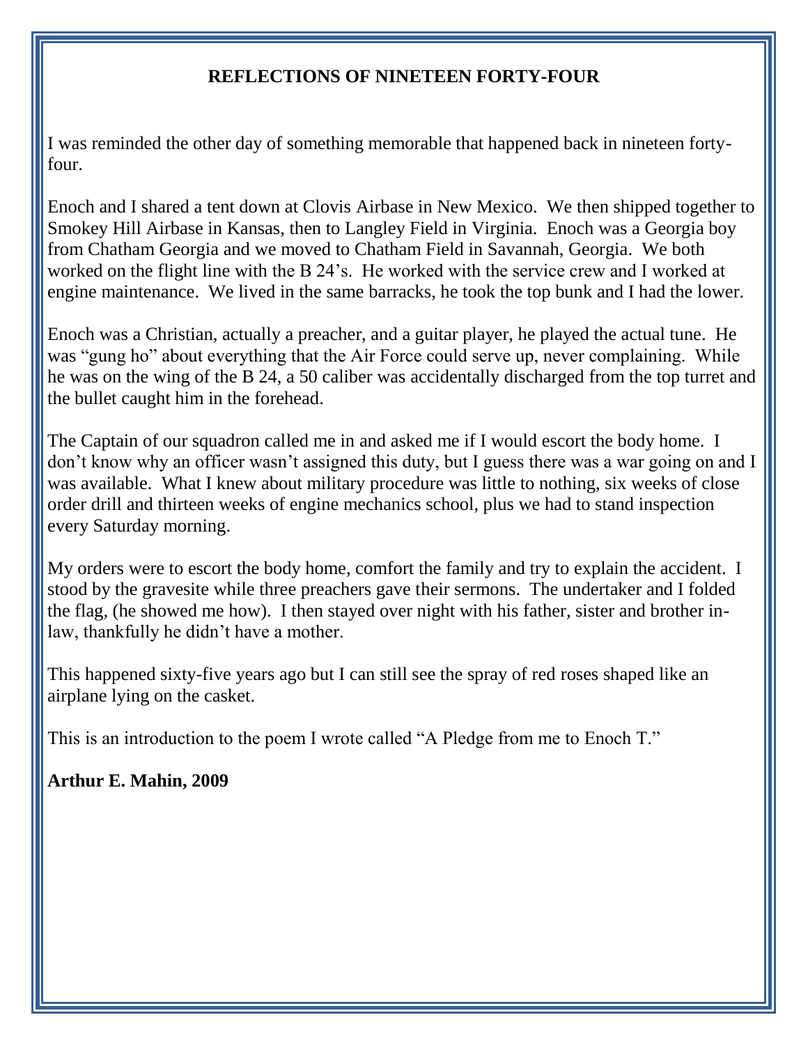# REFLECTIONS OF NINETEEN FORTY-FOUR

I was reminded the other day of something memorable that happened back in nineteen forty-four.

Enoch and I shared a tent down at Clovis Airbase in New Mexico. We then shipped together to Smokey Hill Airbase in Kansas, then to Langley Field in Virginia. Enoch was a Georgia boy from Chatham Georgia and we moved to Chatham Field in Savannah, Georgia. We both worked on the flight line with the B 24's. He worked with the service crew and I worked at engine maintenance. We lived in the same barracks, he took the top bunk and I had the lower.

Enoch was a Christian, actually a preacher, and a guitar player, he played the actual tune. He was "gung ho" about everything that the Air Force could serve up, never complaining. While he was on the wing of the B 24, a 50 caliber was accidentally discharged from the top turret and the bullet caught him in the forehead.

The Captain of our squadron called me in and asked me if I would escort the body home. I don't know why an officer wasn't assigned this duty, but I guess there was a war going on and I was available. What I knew about military procedure was little to nothing, six weeks of close order drill and thirteen weeks of engine mechanics school, plus we had to stand inspection every Saturday morning.

My orders were to escort the body home, comfort the family and try to explain the accident. I stood by the gravesite while three preachers gave their sermons. The undertaker and I folded the flag, (he showed me how). I then stayed over night with his father, sister and brother in-law, thankfully he didn't have a mother.

This happened sixty-five years ago but I can still see the spray of red roses shaped like an airplane lying on the casket.

This is an introduction to the poem I wrote called "A Pledge from me to Enoch T."

**Arthur E. Mahin, 2009**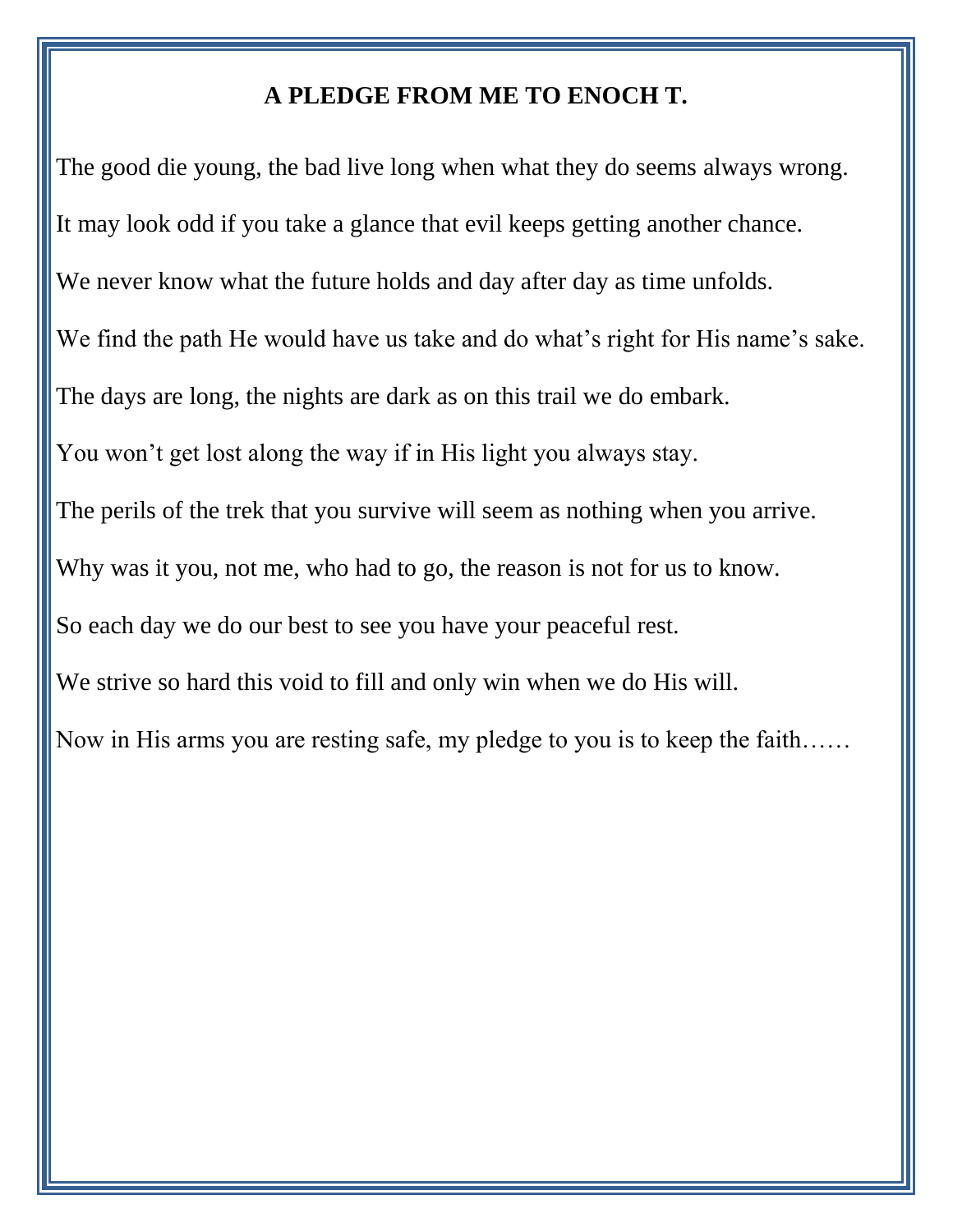**A PLEDGE FROM ME TO ENOCH T.**

The good die young, the bad live long when what they do seems always wrong.

It may look odd if you take a glance that evil keeps getting another chance.

We never know what the future holds and day after day as time unfolds.

We find the path He would have us take and do what's right for His name's sake.

The days are long, the nights are dark as on this trail we do embark.

You won't get lost along the way if in His light you always stay.

The perils of the trek that you survive will seem as nothing when you arrive.

Why was it you, not me, who had to go, the reason is not for us to know.

So each day we do our best to see you have your peaceful rest.

We strive so hard this void to fill and only win when we do His will.

Now in His arms you are resting safe, my pledge to you is to keep the faith……